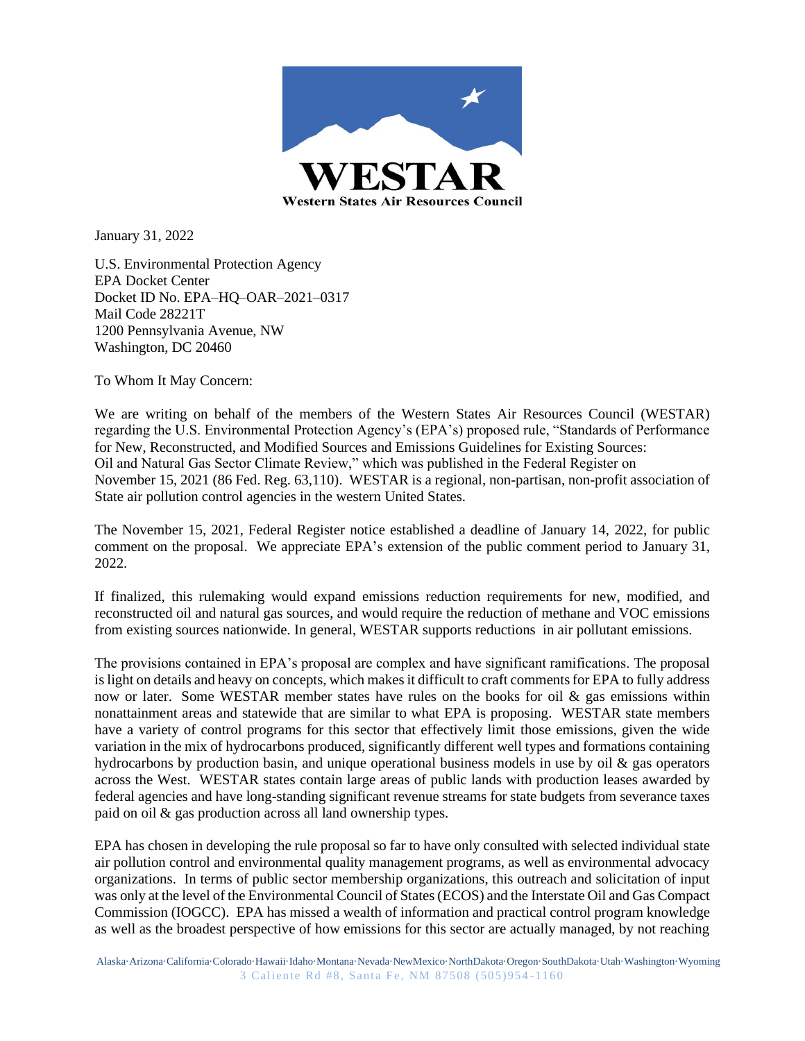**WESTAR**

**Western States Air Resources Council**

January 31, 2022

U.S. Environmental Protection Agency
EPA Docket Center
Docket ID No. EPA–HQ–OAR–2021–0317
Mail Code 28221T
1200 Pennsylvania Avenue, NW
Washington, DC 20460

To Whom It May Concern:

We are writing on behalf of the members of the Western States Air Resources Council (WESTAR) regarding the U.S. Environmental Protection Agency's (EPA's) proposed rule, "Standards of Performance for New, Reconstructed, and Modified Sources and Emissions Guidelines for Existing Sources: Oil and Natural Gas Sector Climate Review," which was published in the Federal Register on November 15, 2021 (86 Fed. Reg. 63,110). WESTAR is a regional, non-partisan, non-profit association of State air pollution control agencies in the western United States.

The November 15, 2021, Federal Register notice established a deadline of January 14, 2022, for public comment on the proposal. We appreciate EPA's extension of the public comment period to January 31, 2022.

If finalized, this rulemaking would expand emissions reduction requirements for new, modified, and reconstructed oil and natural gas sources, and would require the reduction of methane and VOC emissions from existing sources nationwide. In general, WESTAR supports reductions in air pollutant emissions.

The provisions contained in EPA's proposal are complex and have significant ramifications. The proposal is light on details and heavy on concepts, which makes it difficult to craft comments for EPA to fully address now or later. Some WESTAR member states have rules on the books for oil & gas emissions within nonattainment areas and statewide that are similar to what EPA is proposing. WESTAR state members have a variety of control programs for this sector that effectively limit those emissions, given the wide variation in the mix of hydrocarbons produced, significantly different well types and formations containing hydrocarbons by production basin, and unique operational business models in use by oil & gas operators across the West. WESTAR states contain large areas of public lands with production leases awarded by federal agencies and have long-standing significant revenue streams for state budgets from severance taxes paid on oil & gas production across all land ownership types.

EPA has chosen in developing the rule proposal so far to have only consulted with selected individual state air pollution control and environmental quality management programs, as well as environmental advocacy organizations. In terms of public sector membership organizations, this outreach and solicitation of input was only at the level of the Environmental Council of States (ECOS) and the Interstate Oil and Gas Compact Commission (IOGCC). EPA has missed a wealth of information and practical control program knowledge as well as the broadest perspective of how emissions for this sector are actually managed, by not reaching

Alaska·Arizona·California·Colorado·Hawaii·Idaho·Montana·Nevada·NewMexico·NorthDakota·Oregon·SouthDakota·Utah·Washington·Wyoming
3 Caliente Rd #8, Santa Fe, NM 87508 (505)954-1160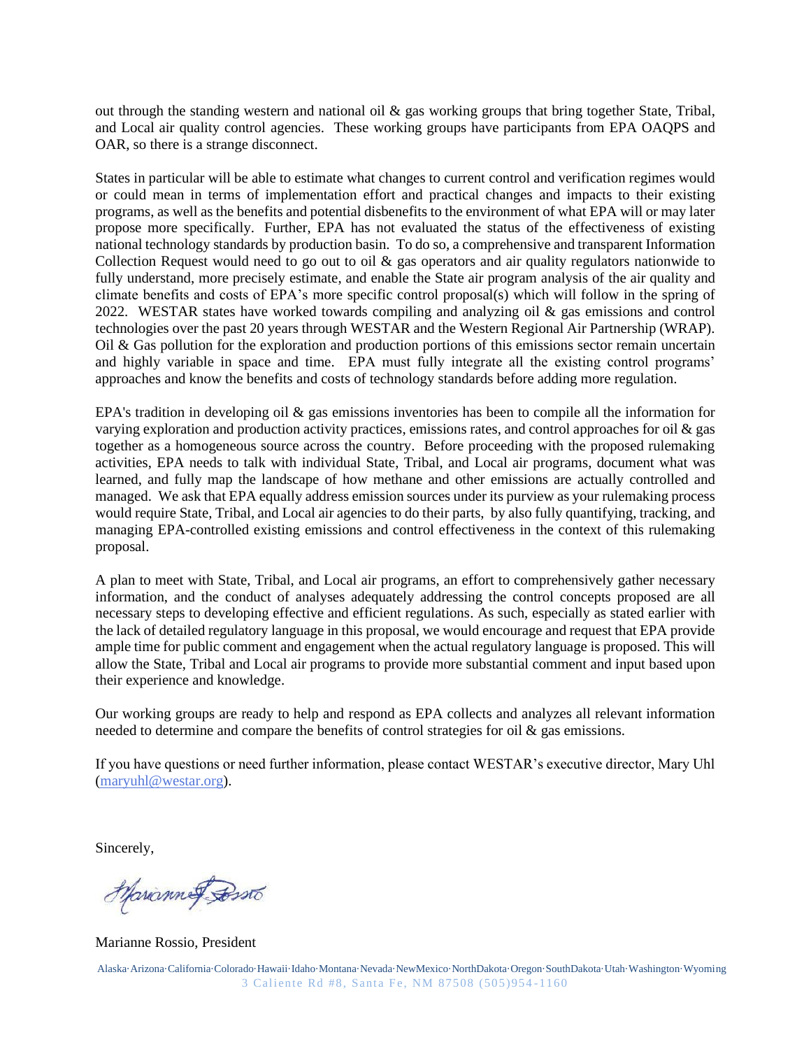out through the standing western and national oil & gas working groups that bring together State, Tribal, and Local air quality control agencies. These working groups have participants from EPA OAQPS and OAR, so there is a strange disconnect.

States in particular will be able to estimate what changes to current control and verification regimes would or could mean in terms of implementation effort and practical changes and impacts to their existing programs, as well as the benefits and potential disbenefits to the environment of what EPA will or may later propose more specifically. Further, EPA has not evaluated the status of the effectiveness of existing national technology standards by production basin. To do so, a comprehensive and transparent Information Collection Request would need to go out to oil & gas operators and air quality regulators nationwide to fully understand, more precisely estimate, and enable the State air program analysis of the air quality and climate benefits and costs of EPA's more specific control proposal(s) which will follow in the spring of 2022. WESTAR states have worked towards compiling and analyzing oil & gas emissions and control technologies over the past 20 years through WESTAR and the Western Regional Air Partnership (WRAP). Oil & Gas pollution for the exploration and production portions of this emissions sector remain uncertain and highly variable in space and time. EPA must fully integrate all the existing control programs' approaches and know the benefits and costs of technology standards before adding more regulation.

EPA's tradition in developing oil & gas emissions inventories has been to compile all the information for varying exploration and production activity practices, emissions rates, and control approaches for oil & gas together as a homogeneous source across the country. Before proceeding with the proposed rulemaking activities, EPA needs to talk with individual State, Tribal, and Local air programs, document what was learned, and fully map the landscape of how methane and other emissions are actually controlled and managed. We ask that EPA equally address emission sources under its purview as your rulemaking process would require State, Tribal, and Local air agencies to do their parts, by also fully quantifying, tracking, and managing EPA-controlled existing emissions and control effectiveness in the context of this rulemaking proposal.

A plan to meet with State, Tribal, and Local air programs, an effort to comprehensively gather necessary information, and the conduct of analyses adequately addressing the control concepts proposed are all necessary steps to developing effective and efficient regulations. As such, especially as stated earlier with the lack of detailed regulatory language in this proposal, we would encourage and request that EPA provide ample time for public comment and engagement when the actual regulatory language is proposed. This will allow the State, Tribal and Local air programs to provide more substantial comment and input based upon their experience and knowledge.

Our working groups are ready to help and respond as EPA collects and analyzes all relevant information needed to determine and compare the benefits of control strategies for oil & gas emissions.

If you have questions or need further information, please contact WESTAR's executive director, Mary Uhl (maryuhl@westar.org).

Sincerely,

Marianne Rossio, President

Alaska·Arizona·California·Colorado·Hawaii·Idaho·Montana·Nevada·NewMexico·NorthDakota·Oregon·SouthDakota·Utah·Washington·Wyoming
3 Caliente Rd #8, Santa Fe, NM 87508 (505)954-1160